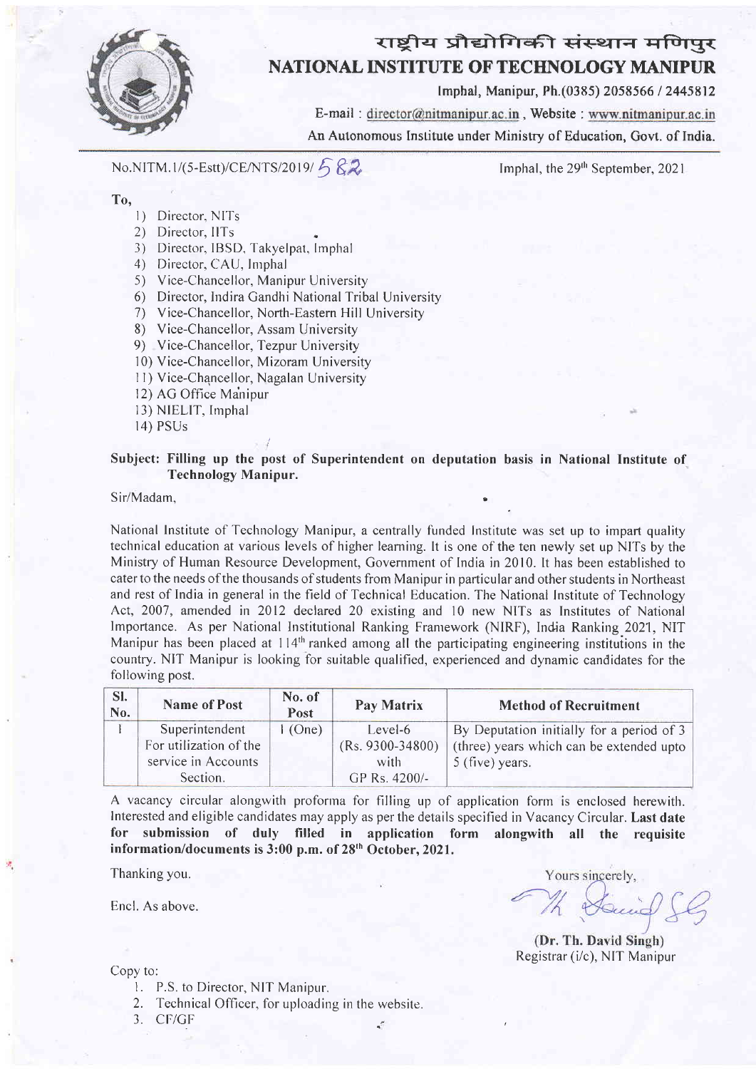# राष्ट्रीय प्रौद्योगिकी संस्थान मणिपुर
# NATIONAL INSTITUTE OF TECHNOLOGY MANIPUR

Imphal, Manipur, Ph.(0385) 2058566 / 2445812
E-mail : director@nitmanipur.ac.in , Website : www.nitmanipur.ac.in
An Autonomous Institute under Ministry of Education, Govt. of India.

No.NITM.1/(5-Estt)/CE/NTS/2019/ 582 Imphal, the 29th September, 2021

**To,**

1) Director, NITs
2) Director, IITs
3) Director, IBSD, Takyelpat, Imphal
4) Director, CAU, Imphal
5) Vice-Chancellor, Manipur University
6) Director, Indira Gandhi National Tribal University
7) Vice-Chancellor, North-Eastern Hill University
8) Vice-Chancellor, Assam University
9) Vice-Chancellor, Tezpur University
10) Vice-Chancellor, Mizoram University
11) Vice-Chancellor, Nagalan University
12) AG Office Manipur
13) NIELIT, Imphal
14) PSUs

**Subject: Filling up the post of Superintendent on deputation basis in National Institute of Technology Manipur.**

Sir/Madam,

National Institute of Technology Manipur, a centrally funded Institute was set up to impart quality technical education at various levels of higher learning. It is one of the ten newly set up NITs by the Ministry of Human Resource Development, Government of India in 2010. It has been established to cater to the needs of the thousands of students from Manipur in particular and other students in Northeast and rest of India in general in the field of Technical Education. The National Institute of Technology Act, 2007, amended in 2012 declared 20 existing and 10 new NITs as Institutes of National Importance. As per National Institutional Ranking Framework (NIRF), India Ranking 2021, NIT Manipur has been placed at 114th ranked among all the participating engineering institutions in the country. NIT Manipur is looking for suitable qualified, experienced and dynamic candidates for the following post.

| Sl. No. | Name of Post | No. of Post | Pay Matrix | Method of Recruitment |
|---|---|---|---|---|
| 1 | Superintendent For utilization of the service in Accounts Section. | 1 (One) | Level-6 (Rs. 9300-34800) with GP Rs. 4200/- | By Deputation initially for a period of 3 (three) years which can be extended upto 5 (five) years. |

A vacancy circular alongwith proforma for filling up of application form is enclosed herewith. Interested and eligible candidates may apply as per the details specified in Vacancy Circular. **Last date for submission of duly filled in application form alongwith all the requisite information/documents is 3:00 p.m. of 28th October, 2021.**

Thanking you.

Yours sincerely,

Encl. As above.

**(Dr. Th. David Singh)**
Registrar (i/c), NIT Manipur

Copy to:

1. P.S. to Director, NIT Manipur.
2. Technical Officer, for uploading in the website.
3. CF/GF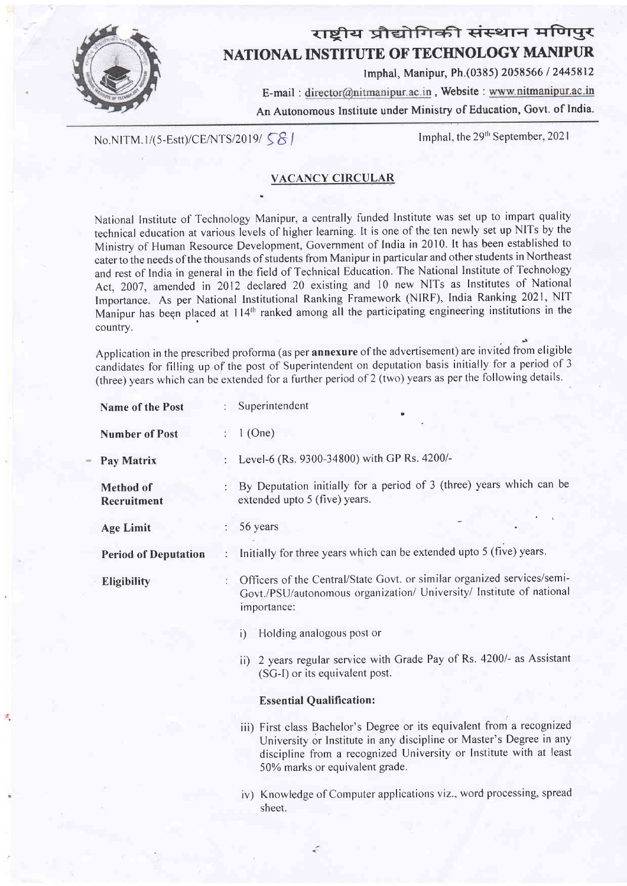# राष्ट्रीय प्रौद्योगिकी संस्थान मणिपुर
# NATIONAL INSTITUTE OF TECHNOLOGY MANIPUR

Imphal, Manipur, Ph.(0385) 2058566 / 2445812

E-mail : director@nitmanipur.ac.in , Website : www.nitmanipur.ac.in

An Autonomous Institute under Ministry of Education, Govt. of India.

No.NITM.1/(5-Estt)/CE/NTS/2019/ 581 Imphal, the 29th September, 2021

## VACANCY CIRCULAR

National Institute of Technology Manipur, a centrally funded Institute was set up to impart quality technical education at various levels of higher learning. It is one of the ten newly set up NITs by the Ministry of Human Resource Development, Government of India in 2010. It has been established to cater to the needs of the thousands of students from Manipur in particular and other students in Northeast and rest of India in general in the field of Technical Education. The National Institute of Technology Act, 2007, amended in 2012 declared 20 existing and 10 new NITs as Institutes of National Importance. As per National Institutional Ranking Framework (NIRF), India Ranking 2021, NIT Manipur has been placed at 114th ranked among all the participating engineering institutions in the country.

Application in the prescribed proforma (as per **annexure** of the advertisement) are invited from eligible candidates for filling up of the post of Superintendent on deputation basis initially for a period of 3 (three) years which can be extended for a further period of 2 (two) years as per the following details.

**Name of the Post** : Superintendent

**Number of Post** : 1 (One)

**Pay Matrix** : Level-6 (Rs. 9300-34800) with GP Rs. 4200/-

**Method of Recruitment** : By Deputation initially for a period of 3 (three) years which can be extended upto 5 (five) years.

**Age Limit** : 56 years

**Period of Deputation** : Initially for three years which can be extended upto 5 (five) years.

**Eligibility** : Officers of the Central/State Govt. or similar organized services/semi-Govt./PSU/autonomous organization/ University/ Institute of national importance:

i) Holding analogous post or

ii) 2 years regular service with Grade Pay of Rs. 4200/- as Assistant (SG-I) or its equivalent post.

**Essential Qualification:**

iii) First class Bachelor's Degree or its equivalent from a recognized University or Institute in any discipline or Master's Degree in any discipline from a recognized University or Institute with at least 50% marks or equivalent grade.

iv) Knowledge of Computer applications viz., word processing, spread sheet.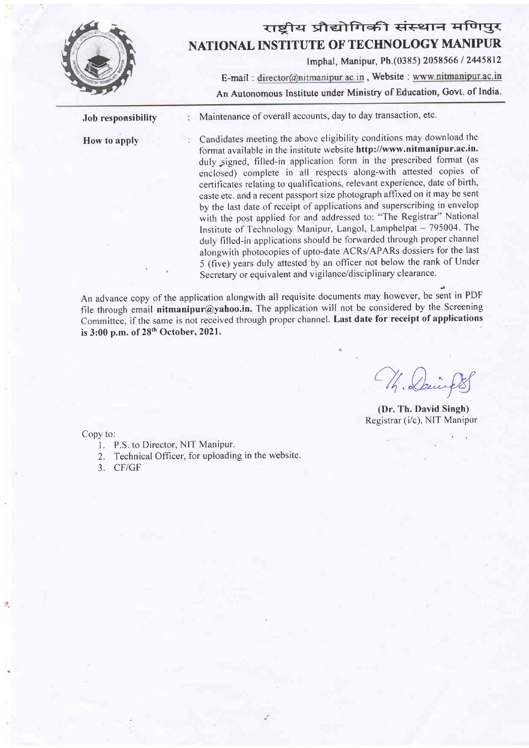# राष्ट्रीय प्रौद्योगिकी संस्थान मणिपुर
# NATIONAL INSTITUTE OF TECHNOLOGY MANIPUR

Imphal, Manipur, Ph.(0385) 2058566 / 2445812

E-mail : director@nitmanipur.ac.in , Website : www.nitmanipur.ac.in

An Autonomous Institute under Ministry of Education, Govt. of India.

---

**Job responsibility** : Maintenance of overall accounts, day to day transaction, etc.

**How to apply** : Candidates meeting the above eligibility conditions may download the format available in the institute website **http://www.nitmanipur.ac.in.** duly signed, filled-in application form in the prescribed format (as enclosed) complete in all respects along-with attested copies of certificates relating to qualifications, relevant experience, date of birth, caste etc. and a recent passport size photograph affixed on it may be sent by the last date of receipt of applications and superscribing in envelop with the post applied for and addressed to: "The Registrar" National Institute of Technology Manipur, Langol, Lamphelpat – 795004. The duly filled-in applications should be forwarded through proper channel alongwith photocopies of upto-date ACRs/APARs dossiers for the last 5 (five) years duly attested by an officer not below the rank of Under Secretary or equivalent and vigilance/disciplinary clearance.

An advance copy of the application alongwith all requisite documents may however, be sent in PDF file through email **nitmanipur@yahoo.in.** The application will not be considered by the Screening Committee, if the same is not received through proper channel. **Last date for receipt of applications is 3:00 p.m. of 28th October, 2021.**

**(Dr. Th. David Singh)**
Registrar (i/c), NIT Manipur

Copy to:

1. P.S. to Director, NIT Manipur.
2. Technical Officer, for uploading in the website.
3. CF/GF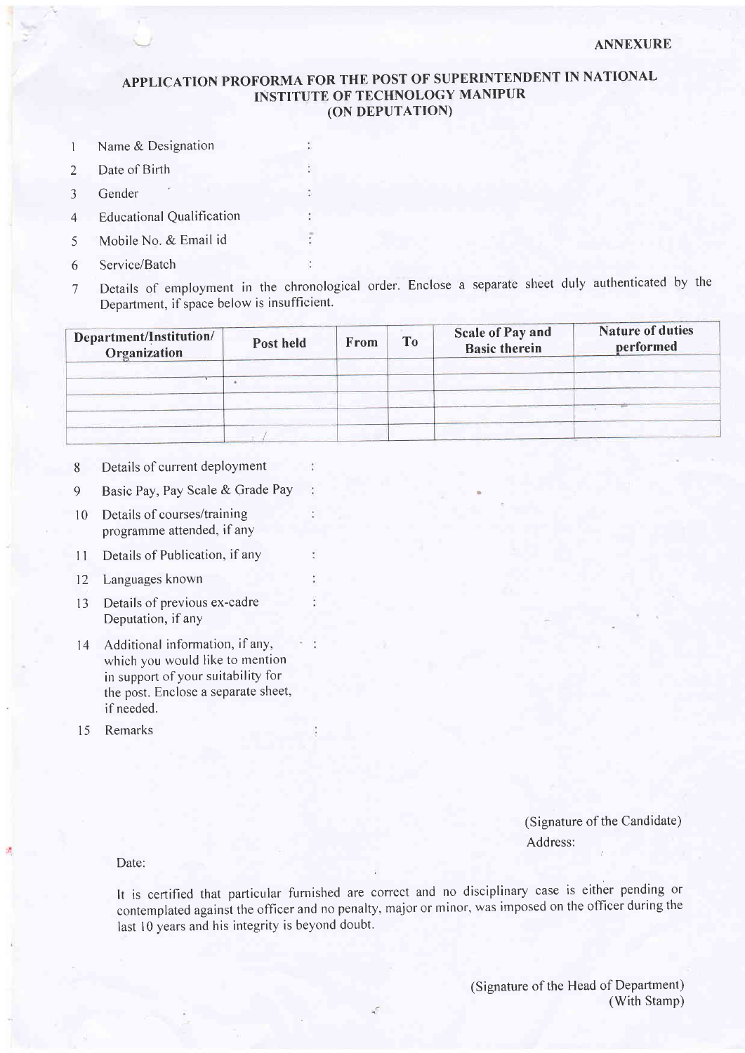ANNEXURE

# APPLICATION PROFORMA FOR THE POST OF SUPERINTENDENT IN NATIONAL INSTITUTE OF TECHNOLOGY MANIPUR (ON DEPUTATION)

1. Name & Designation :
2. Date of Birth :
3. Gender :
4. Educational Qualification :
5. Mobile No. & Email id :
6. Service/Batch :
7. Details of employment in the chronological order. Enclose a separate sheet duly authenticated by the Department, if space below is insufficient.

| Department/Institution/ Organization | Post held | From | To | Scale of Pay and Basic therein | Nature of duties performed |
|---|---|---|---|---|---|
| | | | | | |
| | | | | | |
| | | | | | |
| | | | | | |
| | | | | | |

8. Details of current deployment :
9. Basic Pay, Pay Scale & Grade Pay :
10. Details of courses/training programme attended, if any :
11. Details of Publication, if any :
12. Languages known :
13. Details of previous ex-cadre Deputation, if any :
14. Additional information, if any, which you would like to mention in support of your suitability for the post. Enclose a separate sheet, if needed. :
15. Remarks :

(Signature of the Candidate)

Address:

Date:

It is certified that particular furnished are correct and no disciplinary case is either pending or contemplated against the officer and no penalty, major or minor, was imposed on the officer during the last 10 years and his integrity is beyond doubt.

(Signature of the Head of Department)
(With Stamp)